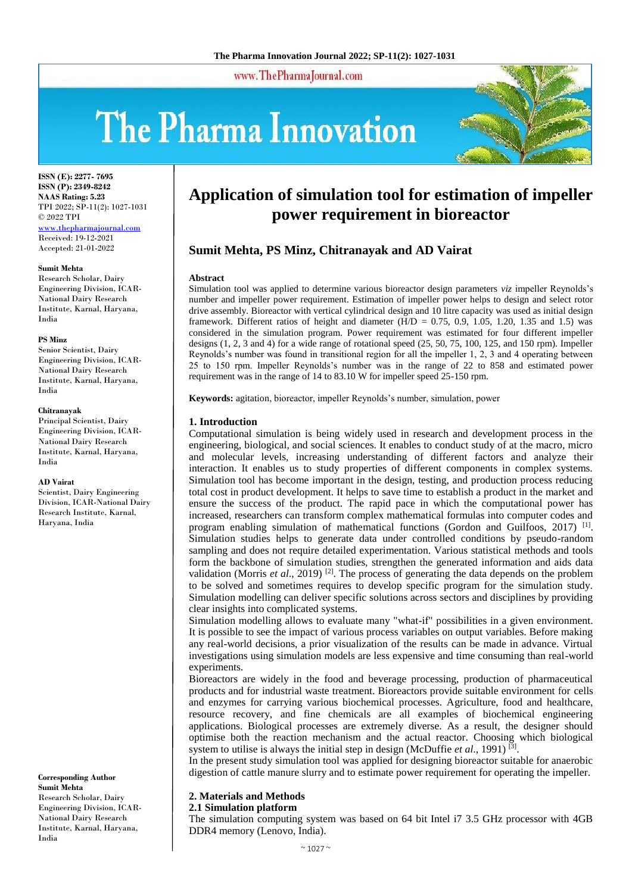# Application of simulation tool for estimation of impeller power requirement in bioreactor

**Sumit Mehta, PS Minz, Chitranayak and AD Vairat**

ISSN (E): 2277- 7695
ISSN (P): 2349-8242
NAAS Rating: 5.23
TPI 2022; SP-11(2): 1027-1031
© 2022 TPI
www.thepharmajournal.com
Received: 19-12-2021
Accepted: 21-01-2022

**Sumit Mehta**
Research Scholar, Dairy Engineering Division, ICAR-National Dairy Research Institute, Karnal, Haryana, India

**PS Minz**
Senior Scientist, Dairy Engineering Division, ICAR-National Dairy Research Institute, Karnal, Haryana, India

**Chitranayak**
Principal Scientist, Dairy Engineering Division, ICAR-National Dairy Research Institute, Karnal, Haryana, India

**AD Vairat**
Scientist, Dairy Engineering Division, ICAR-National Dairy Research Institute, Karnal, Haryana, India

**Corresponding Author**
**Sumit Mehta**
Research Scholar, Dairy Engineering Division, ICAR-National Dairy Research Institute, Karnal, Haryana, India

### Abstract

Simulation tool was applied to determine various bioreactor design parameters *viz* impeller Reynolds's number and impeller power requirement. Estimation of impeller power helps to design and select rotor drive assembly. Bioreactor with vertical cylindrical design and 10 litre capacity was used as initial design framework. Different ratios of height and diameter (H/D = 0.75, 0.9, 1.05, 1.20, 1.35 and 1.5) was considered in the simulation program. Power requirement was estimated for four different impeller designs (1, 2, 3 and 4) for a wide range of rotational speed (25, 50, 75, 100, 125, and 150 rpm). Impeller Reynolds's number was found in transitional region for all the impeller 1, 2, 3 and 4 operating between 25 to 150 rpm. Impeller Reynolds's number was in the range of 22 to 858 and estimated power requirement was in the range of 14 to 83.10 W for impeller speed 25-150 rpm.

**Keywords:** agitation, bioreactor, impeller Reynolds's number, simulation, power

## 1. Introduction

Computational simulation is being widely used in research and development process in the engineering, biological, and social sciences. It enables to conduct study of at the macro, micro and molecular levels, increasing understanding of different factors and analyze their interaction. It enables us to study properties of different components in complex systems. Simulation tool has become important in the design, testing, and production process reducing total cost in product development. It helps to save time to establish a product in the market and ensure the success of the product. The rapid pace in which the computational power has increased, researchers can transform complex mathematical formulas into computer codes and program enabling simulation of mathematical functions (Gordon and Guilfoos, 2017) [1]. Simulation studies helps to generate data under controlled conditions by pseudo-random sampling and does not require detailed experimentation. Various statistical methods and tools form the backbone of simulation studies, strengthen the generated information and aids data validation (Morris *et al.*, 2019) [2]. The process of generating the data depends on the problem to be solved and sometimes requires to develop specific program for the simulation study. Simulation modelling can deliver specific solutions across sectors and disciplines by providing clear insights into complicated systems.

Simulation modelling allows to evaluate many "what-if" possibilities in a given environment. It is possible to see the impact of various process variables on output variables. Before making any real-world decisions, a prior visualization of the results can be made in advance. Virtual investigations using simulation models are less expensive and time consuming than real-world experiments.

Bioreactors are widely in the food and beverage processing, production of pharmaceutical products and for industrial waste treatment. Bioreactors provide suitable environment for cells and enzymes for carrying various biochemical processes. Agriculture, food and healthcare, resource recovery, and fine chemicals are all examples of biochemical engineering applications. Biological processes are extremely diverse. As a result, the designer should optimise both the reaction mechanism and the actual reactor. Choosing which biological system to utilise is always the initial step in design (McDuffie *et al.*, 1991) [3].

In the present study simulation tool was applied for designing bioreactor suitable for anaerobic digestion of cattle manure slurry and to estimate power requirement for operating the impeller.

## 2. Materials and Methods

### 2.1 Simulation platform

The simulation computing system was based on 64 bit Intel i7 3.5 GHz processor with 4GB DDR4 memory (Lenovo, India).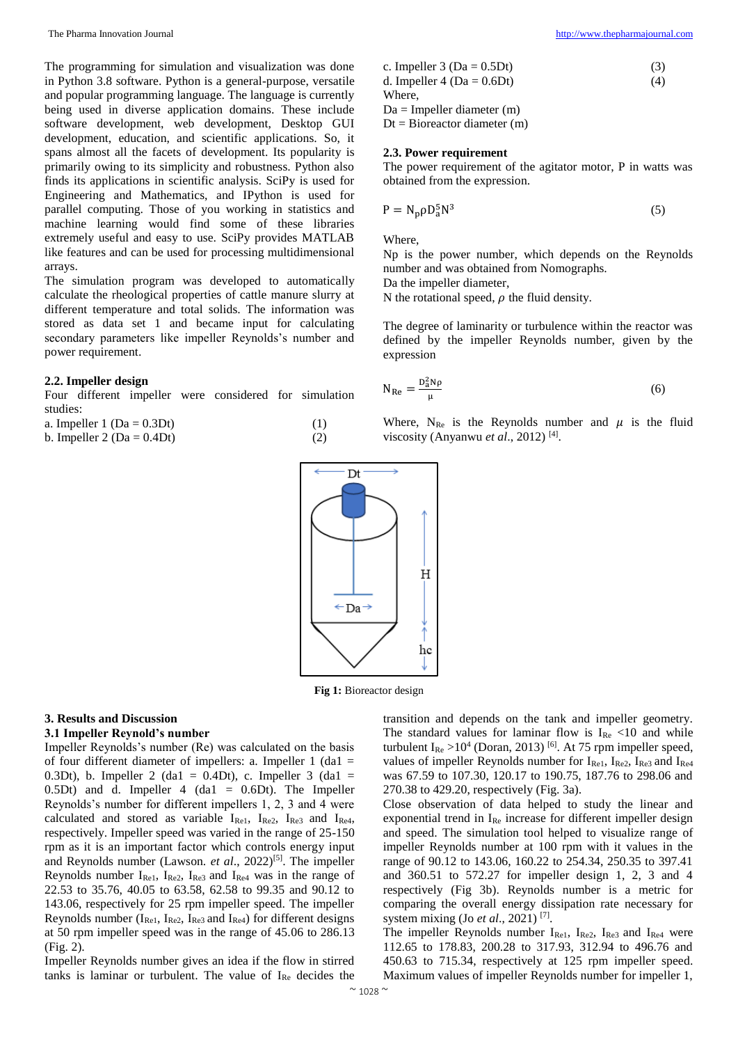The programming for simulation and visualization was done in Python 3.8 software. Python is a general-purpose, versatile and popular programming language. The language is currently being used in diverse application domains. These include software development, web development, Desktop GUI development, education, and scientific applications. So, it spans almost all the facets of development. Its popularity is primarily owing to its simplicity and robustness. Python also finds its applications in scientific analysis. SciPy is used for Engineering and Mathematics, and IPython is used for parallel computing. Those of you working in statistics and machine learning would find some of these libraries extremely useful and easy to use. SciPy provides MATLAB like features and can be used for processing multidimensional arrays.

The simulation program was developed to automatically calculate the rheological properties of cattle manure slurry at different temperature and total solids. The information was stored as data set 1 and became input for calculating secondary parameters like impeller Reynolds's number and power requirement.

### 2.2. Impeller design

Four different impeller were considered for simulation studies:

a. Impeller 1 (Da = 0.3Dt) (1)

b. Impeller 2 (Da = 0.4Dt) (2)

c. Impeller 3 (Da = 0.5Dt) (3)

d. Impeller 4 (Da = 0.6Dt) (4)

Where,

Da = Impeller diameter (m)

Dt = Bioreactor diameter (m)

### 2.3. Power requirement

The power requirement of the agitator motor, P in watts was obtained from the expression.

$$P = N_p \rho D_a^5 N^3 \quad (5)$$

Where,

Np is the power number, which depends on the Reynolds number and was obtained from Nomographs.

Da the impeller diameter,

N the rotational speed, $\rho$ the fluid density.

The degree of laminarity or turbulence within the reactor was defined by the impeller Reynolds number, given by the expression

$$N_{Re} = \frac{D_a^2 N \rho}{\mu} \quad (6)$$

Where, $N_{Re}$ is the Reynolds number and $\mu$ is the fluid viscosity (Anyanwu *et al*., 2012) [4].

Fig 1: Bioreactor design

## 3. Results and Discussion

### 3.1 Impeller Reynold's number

Impeller Reynolds's number (Re) was calculated on the basis of four different diameter of impellers: a. Impeller 1 (da1 = 0.3Dt), b. Impeller 2 (da1 = 0.4Dt), c. Impeller 3 (da1 = 0.5Dt) and d. Impeller 4 (da1 = 0.6Dt). The Impeller Reynolds's number for different impellers 1, 2, 3 and 4 were calculated and stored as variable $I_{Re1}$, $I_{Re2}$, $I_{Re3}$ and $I_{Re4}$, respectively. Impeller speed was varied in the range of 25-150 rpm as it is an important factor which controls energy input and Reynolds number (Lawson. *et al*., 2022)[5]. The impeller Reynolds number $I_{Re1}$, $I_{Re2}$, $I_{Re3}$ and $I_{Re4}$ was in the range of 22.53 to 35.76, 40.05 to 63.58, 62.58 to 99.35 and 90.12 to 143.06, respectively for 25 rpm impeller speed. The impeller Reynolds number ($I_{Re1}$, $I_{Re2}$, $I_{Re3}$ and $I_{Re4}$) for different designs at 50 rpm impeller speed was in the range of 45.06 to 286.13 (Fig. 2).

Impeller Reynolds number gives an idea if the flow in stirred tanks is laminar or turbulent. The value of $I_{Re}$ decides the transition and depends on the tank and impeller geometry. The standard values for laminar flow is $I_{Re}$ <10 and while turbulent $I_{Re}$ >$10^4$ (Doran, 2013) [6]. At 75 rpm impeller speed, values of impeller Reynolds number for $I_{Re1}$, $I_{Re2}$, $I_{Re3}$ and $I_{Re4}$ was 67.59 to 107.30, 120.17 to 190.75, 187.76 to 298.06 and 270.38 to 429.20, respectively (Fig. 3a).

Close observation of data helped to study the linear and exponential trend in $I_{Re}$ increase for different impeller design and speed. The simulation tool helped to visualize range of impeller Reynolds number at 100 rpm with it values in the range of 90.12 to 143.06, 160.22 to 254.34, 250.35 to 397.41 and 360.51 to 572.27 for impeller design 1, 2, 3 and 4 respectively (Fig 3b). Reynolds number is a metric for comparing the overall energy dissipation rate necessary for system mixing (Jo *et al*., 2021) [7].

The impeller Reynolds number $I_{Re1}$, $I_{Re2}$, $I_{Re3}$ and $I_{Re4}$ were 112.65 to 178.83, 200.28 to 317.93, 312.94 to 496.76 and 450.63 to 715.34, respectively at 125 rpm impeller speed. Maximum values of impeller Reynolds number for impeller 1,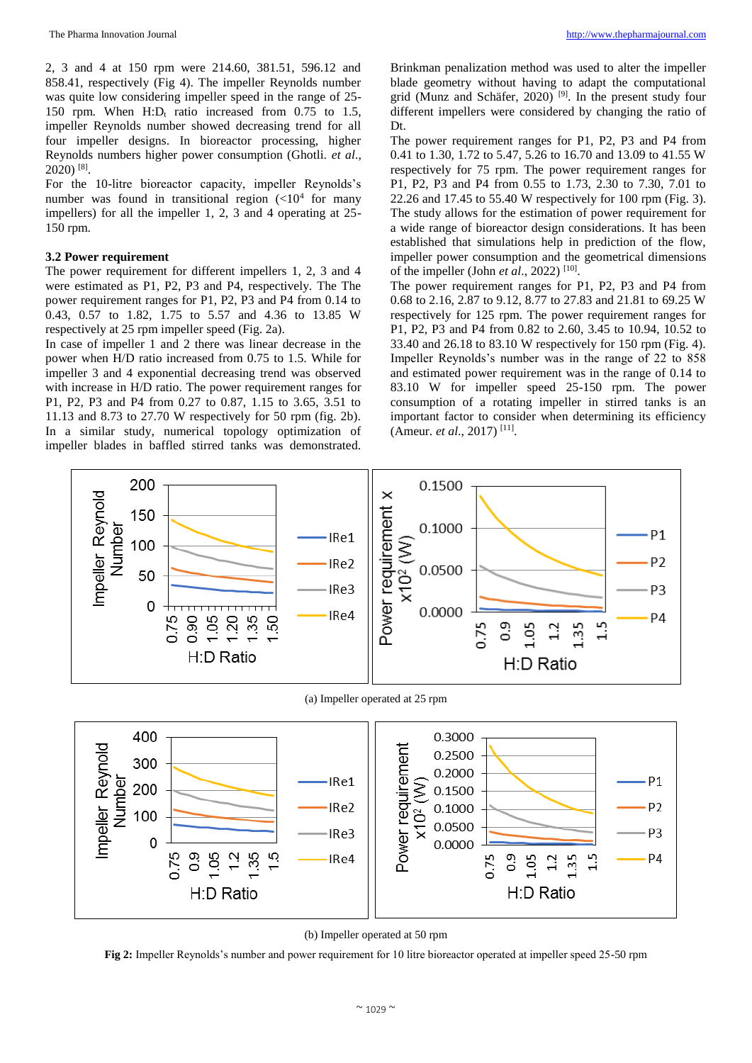2, 3 and 4 at 150 rpm were 214.60, 381.51, 596.12 and 858.41, respectively (Fig 4). The impeller Reynolds number was quite low considering impeller speed in the range of 25-150 rpm. When H:$D_t$ ratio increased from 0.75 to 1.5, impeller Reynolds number showed decreasing trend for all four impeller designs. In bioreactor processing, higher Reynolds numbers higher power consumption (Ghotli. *et al*., 2020) [8].

For the 10-litre bioreactor capacity, impeller Reynolds's number was found in transitional region (<$10^4$ for many impellers) for all the impeller 1, 2, 3 and 4 operating at 25-150 rpm.

### 3.2 Power requirement

The power requirement for different impellers 1, 2, 3 and 4 were estimated as P1, P2, P3 and P4, respectively. The The power requirement ranges for P1, P2, P3 and P4 from 0.14 to 0.43, 0.57 to 1.82, 1.75 to 5.57 and 4.36 to 13.85 W respectively at 25 rpm impeller speed (Fig. 2a).

In case of impeller 1 and 2 there was linear decrease in the power when H/D ratio increased from 0.75 to 1.5. While for impeller 3 and 4 exponential decreasing trend was observed with increase in H/D ratio. The power requirement ranges for P1, P2, P3 and P4 from 0.27 to 0.87, 1.15 to 3.65, 3.51 to 11.13 and 8.73 to 27.70 W respectively for 50 rpm (fig. 2b).

In a similar study, numerical topology optimization of impeller blades in baffled stirred tanks was demonstrated. Brinkman penalization method was used to alter the impeller blade geometry without having to adapt the computational grid (Munz and Schäfer, 2020) [9]. In the present study four different impellers were considered by changing the ratio of Dt.

The power requirement ranges for P1, P2, P3 and P4 from 0.41 to 1.30, 1.72 to 5.47, 5.26 to 16.70 and 13.09 to 41.55 W respectively for 75 rpm. The power requirement ranges for P1, P2, P3 and P4 from 0.55 to 1.73, 2.30 to 7.30, 7.01 to 22.26 and 17.45 to 55.40 W respectively for 100 rpm (Fig. 3). The study allows for the estimation of power requirement for a wide range of bioreactor design considerations. It has been established that simulations help in prediction of the flow, impeller power consumption and the geometrical dimensions of the impeller (John *et al*., 2022) [10].

The power requirement ranges for P1, P2, P3 and P4 from 0.68 to 2.16, 2.87 to 9.12, 8.77 to 27.83 and 21.81 to 69.25 W respectively for 125 rpm. The power requirement ranges for P1, P2, P3 and P4 from 0.82 to 2.60, 3.45 to 10.94, 10.52 to 33.40 and 26.18 to 83.10 W respectively for 150 rpm (Fig. 4). Impeller Reynolds's number was in the range of 22 to 858 and estimated power requirement was in the range of 0.14 to 83.10 W for impeller speed 25-150 rpm. The power consumption of a rotating impeller in stirred tanks is an important factor to consider when determining its efficiency (Ameur. *et al*., 2017) [11].

(a) Impeller operated at 25 rpm

(b) Impeller operated at 50 rpm

**Fig 2:** Impeller Reynolds's number and power requirement for 10 litre bioreactor operated at impeller speed 25-50 rpm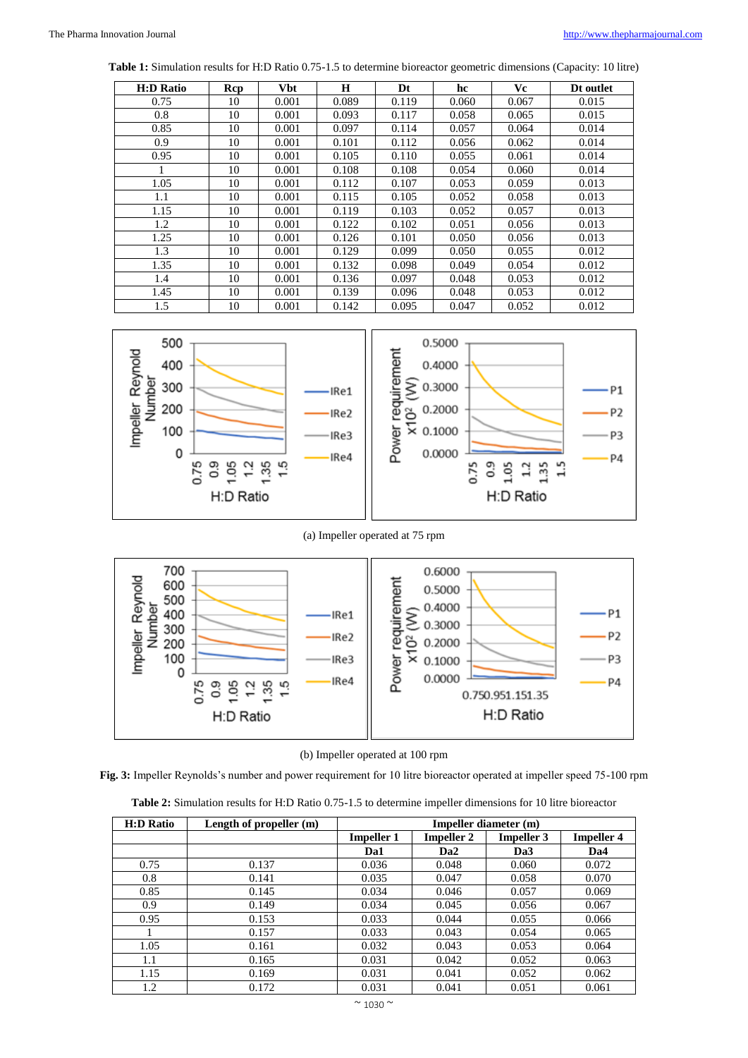**Table 1:** Simulation results for H:D Ratio 0.75-1.5 to determine bioreactor geometric dimensions (Capacity: 10 litre)

| H:D Ratio | Rcp | Vbt | H | Dt | hc | Vc | Dt outlet |
|---|---|---|---|---|---|---|---|
| 0.75 | 10 | 0.001 | 0.089 | 0.119 | 0.060 | 0.067 | 0.015 |
| 0.8 | 10 | 0.001 | 0.093 | 0.117 | 0.058 | 0.065 | 0.015 |
| 0.85 | 10 | 0.001 | 0.097 | 0.114 | 0.057 | 0.064 | 0.014 |
| 0.9 | 10 | 0.001 | 0.101 | 0.112 | 0.056 | 0.062 | 0.014 |
| 0.95 | 10 | 0.001 | 0.105 | 0.110 | 0.055 | 0.061 | 0.014 |
| 1 | 10 | 0.001 | 0.108 | 0.108 | 0.054 | 0.060 | 0.014 |
| 1.05 | 10 | 0.001 | 0.112 | 0.107 | 0.053 | 0.059 | 0.013 |
| 1.1 | 10 | 0.001 | 0.115 | 0.105 | 0.052 | 0.058 | 0.013 |
| 1.15 | 10 | 0.001 | 0.119 | 0.103 | 0.052 | 0.057 | 0.013 |
| 1.2 | 10 | 0.001 | 0.122 | 0.102 | 0.051 | 0.056 | 0.013 |
| 1.25 | 10 | 0.001 | 0.126 | 0.101 | 0.050 | 0.056 | 0.013 |
| 1.3 | 10 | 0.001 | 0.129 | 0.099 | 0.050 | 0.055 | 0.012 |
| 1.35 | 10 | 0.001 | 0.132 | 0.098 | 0.049 | 0.054 | 0.012 |
| 1.4 | 10 | 0.001 | 0.136 | 0.097 | 0.048 | 0.053 | 0.012 |
| 1.45 | 10 | 0.001 | 0.139 | 0.096 | 0.048 | 0.053 | 0.012 |
| 1.5 | 10 | 0.001 | 0.142 | 0.095 | 0.047 | 0.052 | 0.012 |

(a) Impeller operated at 75 rpm

(b) Impeller operated at 100 rpm

**Fig. 3:** Impeller Reynolds's number and power requirement for 10 litre bioreactor operated at impeller speed 75-100 rpm

**Table 2:** Simulation results for H:D Ratio 0.75-1.5 to determine impeller dimensions for 10 litre bioreactor

| H:D Ratio | Length of propeller (m) | Impeller diameter (m) | | | |
|---|---|---|---|---|---|
| | | Impeller 1 | Impeller 2 | Impeller 3 | Impeller 4 |
| | | Da1 | Da2 | Da3 | Da4 |
| 0.75 | 0.137 | 0.036 | 0.048 | 0.060 | 0.072 |
| 0.8 | 0.141 | 0.035 | 0.047 | 0.058 | 0.070 |
| 0.85 | 0.145 | 0.034 | 0.046 | 0.057 | 0.069 |
| 0.9 | 0.149 | 0.034 | 0.045 | 0.056 | 0.067 |
| 0.95 | 0.153 | 0.033 | 0.044 | 0.055 | 0.066 |
| 1 | 0.157 | 0.033 | 0.043 | 0.054 | 0.065 |
| 1.05 | 0.161 | 0.032 | 0.043 | 0.053 | 0.064 |
| 1.1 | 0.165 | 0.031 | 0.042 | 0.052 | 0.063 |
| 1.15 | 0.169 | 0.031 | 0.041 | 0.052 | 0.062 |
| 1.2 | 0.172 | 0.031 | 0.041 | 0.051 | 0.061 |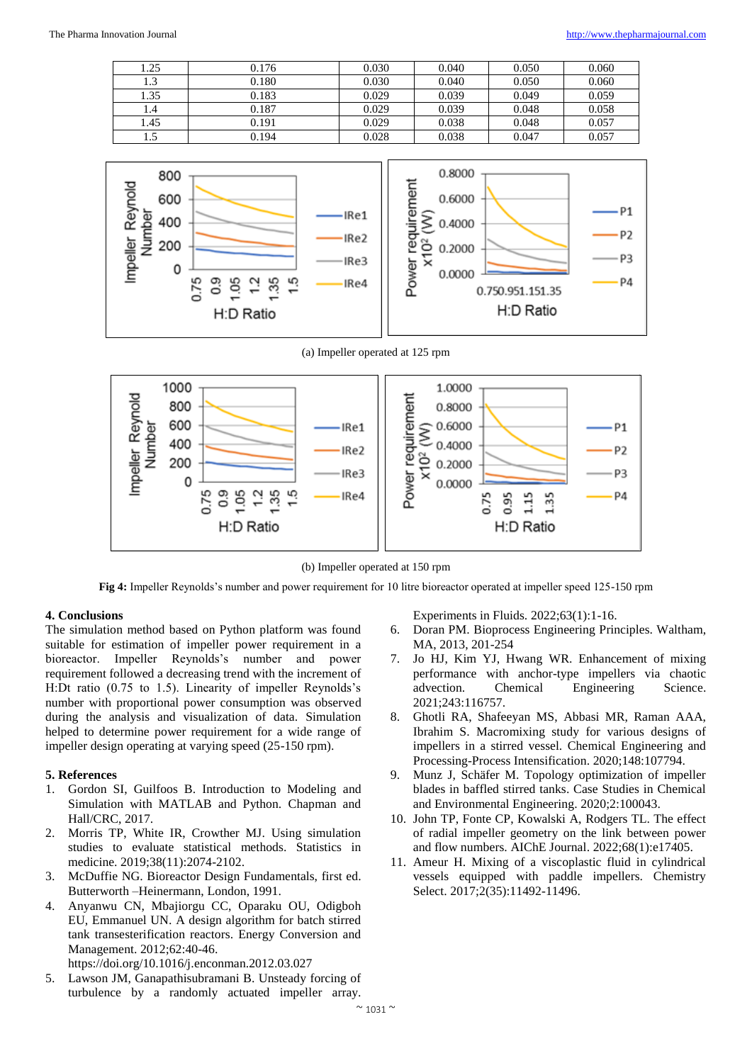| | | | | | |
|---|---|---|---|---|---|
| 1.25 | 0.176 | 0.030 | 0.040 | 0.050 | 0.060 |
| 1.3 | 0.180 | 0.030 | 0.040 | 0.050 | 0.060 |
| 1.35 | 0.183 | 0.029 | 0.039 | 0.049 | 0.059 |
| 1.4 | 0.187 | 0.029 | 0.039 | 0.048 | 0.058 |
| 1.45 | 0.191 | 0.029 | 0.038 | 0.048 | 0.057 |
| 1.5 | 0.194 | 0.028 | 0.038 | 0.047 | 0.057 |

Impeller Reynold Number
800
600
400
200
0
0.75 0.9 1.05 1.2 1.35 1.5
H:D Ratio
IRe1
IRe2
IRe3
IRe4

Power requirement x10² (W)
0.8000
0.6000
0.4000
0.2000
0.0000
0.750.951.151.35
H:D Ratio
P1
P2
P3
P4

(a) Impeller operated at 125 rpm

Impeller Reynold Number
1000
800
600
400
200
0
0.75 0.9 1.05 1.2 1.35 1.5
H:D Ratio
IRe1
IRe2
IRe3
IRe4

Power requirement x10² (W)
1.0000
0.8000
0.6000
0.4000
0.2000
0.0000
0.75 0.95 1.15 1.35
H:D Ratio
P1
P2
P3
P4

(b) Impeller operated at 150 rpm

**Fig 4:** Impeller Reynolds's number and power requirement for 10 litre bioreactor operated at impeller speed 125-150 rpm

## 4. Conclusions

The simulation method based on Python platform was found suitable for estimation of impeller power requirement in a bioreactor. Impeller Reynolds's number and power requirement followed a decreasing trend with the increment of H:Dt ratio (0.75 to 1.5). Linearity of impeller Reynolds's number with proportional power consumption was observed during the analysis and visualization of data. Simulation helped to determine power requirement for a wide range of impeller design operating at varying speed (25-150 rpm).

## 5. References

1. Gordon SI, Guilfoos B. Introduction to Modeling and Simulation with MATLAB and Python. Chapman and Hall/CRC, 2017.
2. Morris TP, White IR, Crowther MJ. Using simulation studies to evaluate statistical methods. Statistics in medicine. 2019;38(11):2074-2102.
3. McDuffie NG. Bioreactor Design Fundamentals, first ed. Butterworth –Heinermann, London, 1991.
4. Anyanwu CN, Mbajiorgu CC, Oparaku OU, Odigboh EU, Emmanuel UN. A design algorithm for batch stirred tank transesterification reactors. Energy Conversion and Management. 2012;62:40-46. https://doi.org/10.1016/j.enconman.2012.03.027
5. Lawson JM, Ganapathisubramani B. Unsteady forcing of turbulence by a randomly actuated impeller array. Experiments in Fluids. 2022;63(1):1-16.
6. Doran PM. Bioprocess Engineering Principles. Waltham, MA, 2013, 201-254
7. Jo HJ, Kim YJ, Hwang WR. Enhancement of mixing performance with anchor-type impellers via chaotic advection. Chemical Engineering Science. 2021;243:116757.
8. Ghotli RA, Shafeeyan MS, Abbasi MR, Raman AAA, Ibrahim S. Macromixing study for various designs of impellers in a stirred vessel. Chemical Engineering and Processing-Process Intensification. 2020;148:107794.
9. Munz J, Schäfer M. Topology optimization of impeller blades in baffled stirred tanks. Case Studies in Chemical and Environmental Engineering. 2020;2:100043.
10. John TP, Fonte CP, Kowalski A, Rodgers TL. The effect of radial impeller geometry on the link between power and flow numbers. AIChE Journal. 2022;68(1):e17405.
11. Ameur H. Mixing of a viscoplastic fluid in cylindrical vessels equipped with paddle impellers. Chemistry Select. 2017;2(35):11492-11496.